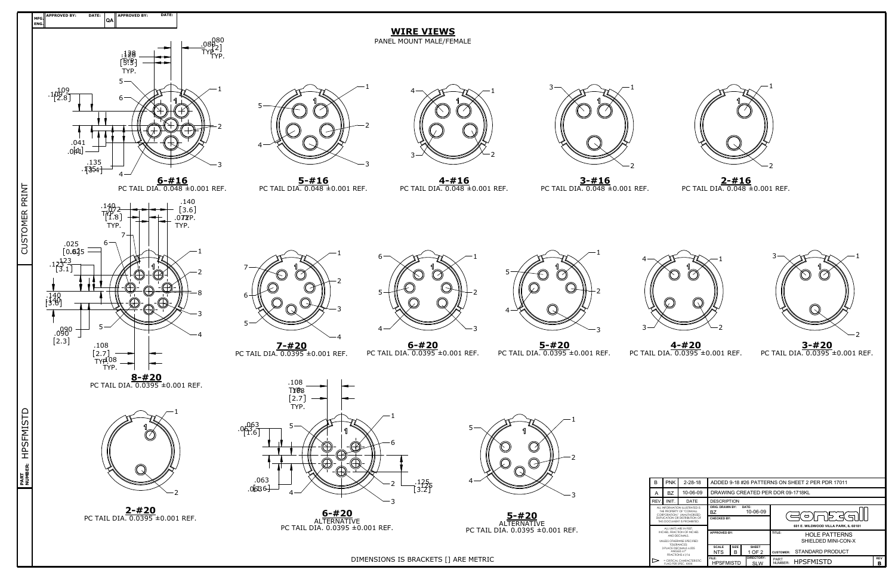## WIRE VIEWS

PANEL MOUNT MALE/FEMALE

**6-#16**
PC TAIL DIA. 0.048 ±0.001 REF.

**5-#16**
PC TAIL DIA. 0.048 ±0.001 REF.

**4-#16**
PC TAIL DIA. 0.048 ±0.001 REF.

**3-#16**
PC TAIL DIA. 0.048 ±0.001 REF.

**2-#16**
PC TAIL DIA. 0.048 ±0.001 REF.

**8-#20**
PC TAIL DIA. 0.0395 ±0.001 REF.

**7-#20**
PC TAIL DIA. 0.0395 ±0.001 REF.

**6-#20**
PC TAIL DIA. 0.0395 ±0.001 REF.

**5-#20**
PC TAIL DIA. 0.0395 ±0.001 REF.

**4-#20**
PC TAIL DIA. 0.0395 ±0.001 REF.

**3-#20**
PC TAIL DIA. 0.0395 ±0.001 REF.

**2-#20**
PC TAIL DIA. 0.0395 ±0.001 REF.

**6-#20**
ALTERNATIVE
PC TAIL DIA. 0.0395 ±0.001 REF.

**5-#20**
ALTERNATIVE
PC TAIL DIA. 0.0395 ±0.001 REF.

DIMENSIONS IS BRACKETS [] ARE METRIC

| REV. | INIT. | DATE | DESCRIPTION |
|---|---|---|---|
| B | PNK | 2-28-18 | ADDED 9-18 #26 PATTERNS ON SHEET 2 PER PDR 17011 |
| A | BZ | 10-06-09 | DRAWING CREATED PER DOR 09-1718KL |

ALL INFORMATION ILLUSTRATED IS THE PROPERTY OF "CONXALL CORPORATION". UNAUTHORIZED DUPLICATION OR DISTRIBUTION OF THIS DOCUMENT IS PROHIBITED.

ALL UNITS ARE IN FEET, INCHES, FRACTION OF INCHES, AND DECIMALS.
UNLESS OTHERWISE SPECIFIED TOLERANCES:
3 PLACE DECIMALS ±.005
ANGLES ±1°
FRACTIONS ±1/16

= CRITICAL CHARACTERISTIC FLAG PER SPEC. XXXX

ORIG. DRAWN BY: BZ DATE: 10-06-09
CHECKED BY:
APPROVED BY:

conxall — 601 E. WILDWOOD VILLA PARK, IL 60181

TITLE: HOLE PATTERNS SHIELDED MINI-CON-X

SCALE: NTS | SIZE: B | SHEET: 1 OF 2

CUSTOMER: STANDARD PRODUCT

FILE: HPSFMISTD | DIRECTORY: SLW | PART NUMBER: HPSFMISTD | REV: B

CUSTOMER PRINT — PART NUMBER: HPSFMISTD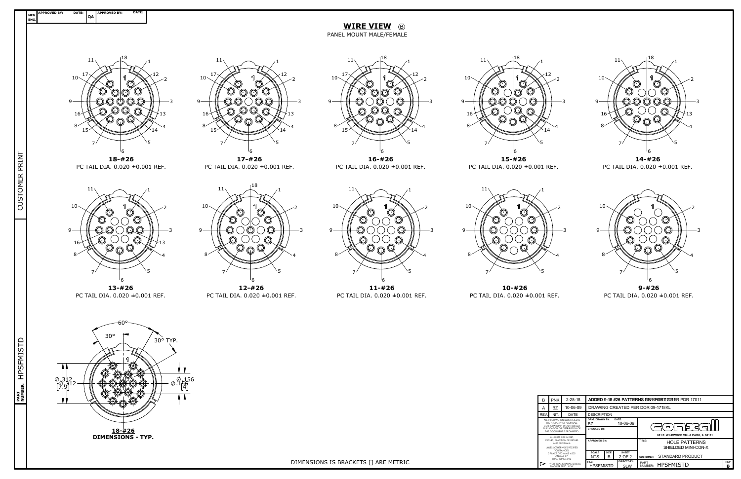## WIRE VIEW (B)

PANEL MOUNT MALE/FEMALE

**18-#26**
PC TAIL DIA. 0.020 ±0.001 REF.

**17-#26**
PC TAIL DIA. 0.020 ±0.001 REF.

**16-#26**
PC TAIL DIA. 0.020 ±0.001 REF.

**15-#26**
PC TAIL DIA. 0.020 ±0.001 REF.

**14-#26**
PC TAIL DIA. 0.020 ±0.001 REF.

**13-#26**
PC TAIL DIA. 0.020 ±0.001 REF.

**12-#26**
PC TAIL DIA. 0.020 ±0.001 REF.

**11-#26**
PC TAIL DIA. 0.020 ±0.001 REF.

**10-#26**
PC TAIL DIA. 0.020 ±0.001 REF.

**9-#26**
PC TAIL DIA. 0.020 ±0.001 REF.

60°
30°
30° TYP.
Ø.312 [7.9]
Ø.312
Ø.156 [4]
Ø.156

**18-#26**
**DIMENSIONS - TYP.**

DIMENSIONS IS BRACKETS [] ARE METRIC

| REV | INIT. | DATE | DESCRIPTION |
|---|---|---|---|
| B | PNK | 2-28-18 | ADDED 9-18 #26 PATTERNS PER PDR 17011 |
| A | BZ | 10-06-09 | DRAWING CREATED PER DOR 09-1718KL |

ALL INFORMATION ILLUSTRATED IS THE PROPERTY OF "CONXALL CORPORATION". UNAUTHORIZED DUPLICATION OR DISTRIBUTION OF THIS DOCUMENT IS PROHIBITED.

ALL UNITS ARE IN FEET, INCHES, FRACTION OF INCHES AND DECIMALS.
UNLESS OTHERWISE SPECIFIED TOLERANCES:
3 PLACE DECIMALS ±.005
ANGLES ±1°
FRACTIONS ±1/16

= CRITICAL CHARACTERISTIC FLAG PER SPEC. XXXX

ORIG. DRAWN BY: BZ
DATE: 10-06-09
CHECKED BY:
APPROVED BY:
SCALE: NTS
SIZE: B
SHEET: 2 OF 2
FILE: HPSFMISTD
DIRECTORY: SLW

conxall
601 E. WILDWOOD VILLA PARK, IL 60181

TITLE: HOLE PATTERNS SHIELDED MINI-CON-X
CUSTOMER: STANDARD PRODUCT
PART NUMBER: HPSFMISTD
REV B

MFG. ENG. APPROVED BY: DATE:
QA APPROVED BY: DATE:

CUSTOMER PRINT
PART NUMBER: HPSFMISTD